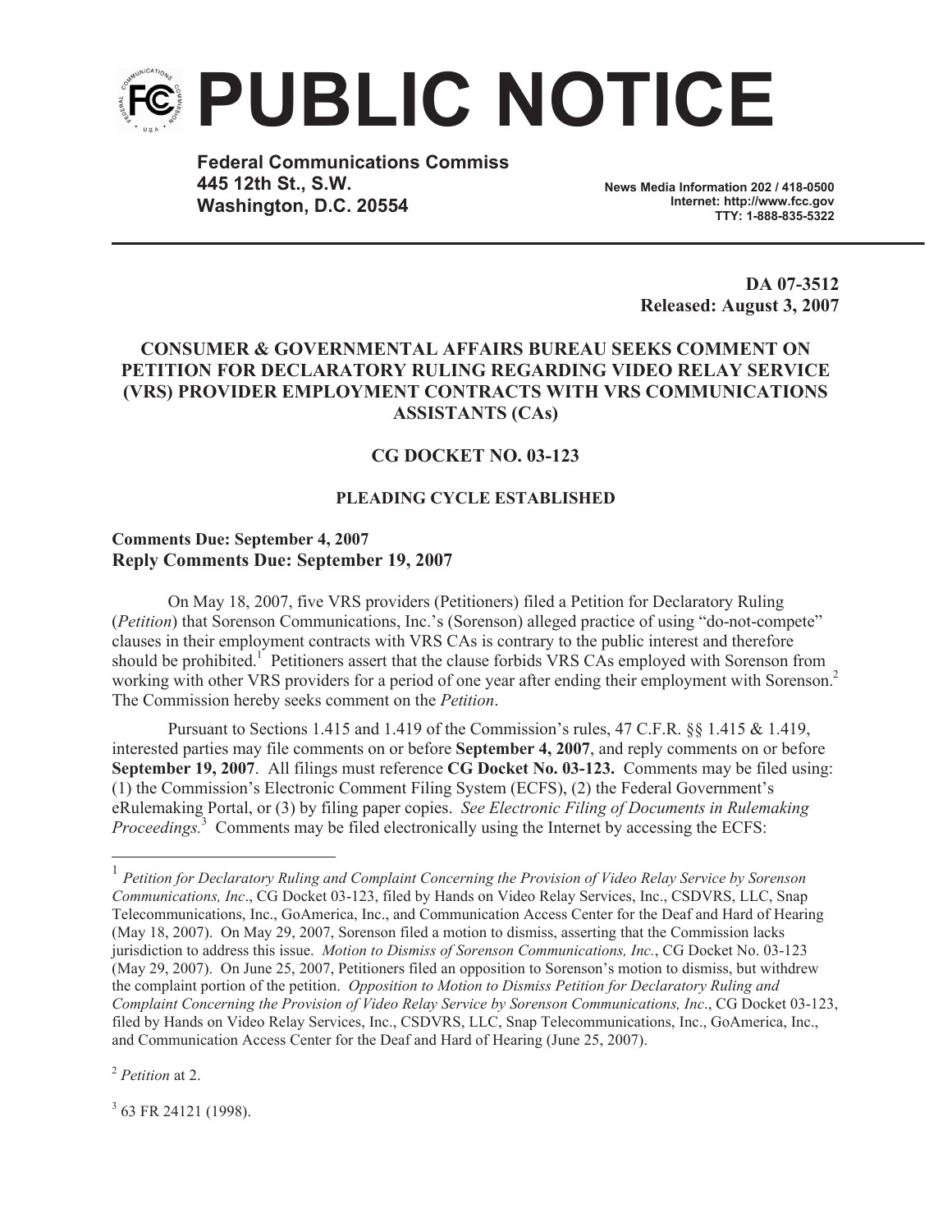# PUBLIC NOTICE

**Federal Communications Commiss**
**445 12th St., S.W.**
**Washington, D.C. 20554**

**News Media Information 202 / 418-0500**
**Internet: http://www.fcc.gov**
**TTY: 1-888-835-5322**

**DA 07-3512**
**Released: August 3, 2007**

## CONSUMER & GOVERNMENTAL AFFAIRS BUREAU SEEKS COMMENT ON PETITION FOR DECLARATORY RULING REGARDING VIDEO RELAY SERVICE (VRS) PROVIDER EMPLOYMENT CONTRACTS WITH VRS COMMUNICATIONS ASSISTANTS (CAs)

### CG DOCKET NO. 03-123

#### PLEADING CYCLE ESTABLISHED

**Comments Due: September 4, 2007**
**Reply Comments Due: September 19, 2007**

On May 18, 2007, five VRS providers (Petitioners) filed a Petition for Declaratory Ruling (*Petition*) that Sorenson Communications, Inc.'s (Sorenson) alleged practice of using "do-not-compete" clauses in their employment contracts with VRS CAs is contrary to the public interest and therefore should be prohibited.[1] Petitioners assert that the clause forbids VRS CAs employed with Sorenson from working with other VRS providers for a period of one year after ending their employment with Sorenson.[2] The Commission hereby seeks comment on the *Petition*.

Pursuant to Sections 1.415 and 1.419 of the Commission's rules, 47 C.F.R. §§ 1.415 & 1.419, interested parties may file comments on or before **September 4, 2007**, and reply comments on or before **September 19, 2007**. All filings must reference **CG Docket No. 03-123.** Comments may be filed using: (1) the Commission's Electronic Comment Filing System (ECFS), (2) the Federal Government's eRulemaking Portal, or (3) by filing paper copies. *See Electronic Filing of Documents in Rulemaking Proceedings.*[3] Comments may be filed electronically using the Internet by accessing the ECFS:

---

[1] *Petition for Declaratory Ruling and Complaint Concerning the Provision of Video Relay Service by Sorenson Communications, Inc*., CG Docket 03-123, filed by Hands on Video Relay Services, Inc., CSDVRS, LLC, Snap Telecommunications, Inc., GoAmerica, Inc., and Communication Access Center for the Deaf and Hard of Hearing (May 18, 2007). On May 29, 2007, Sorenson filed a motion to dismiss, asserting that the Commission lacks jurisdiction to address this issue. *Motion to Dismiss of Sorenson Communications, Inc.*, CG Docket No. 03-123 (May 29, 2007). On June 25, 2007, Petitioners filed an opposition to Sorenson's motion to dismiss, but withdrew the complaint portion of the petition. *Opposition to Motion to Dismiss Petition for Declaratory Ruling and Complaint Concerning the Provision of Video Relay Service by Sorenson Communications, Inc*., CG Docket 03-123, filed by Hands on Video Relay Services, Inc., CSDVRS, LLC, Snap Telecommunications, Inc., GoAmerica, Inc., and Communication Access Center for the Deaf and Hard of Hearing (June 25, 2007).

[2] *Petition* at 2.

[3] 63 FR 24121 (1998).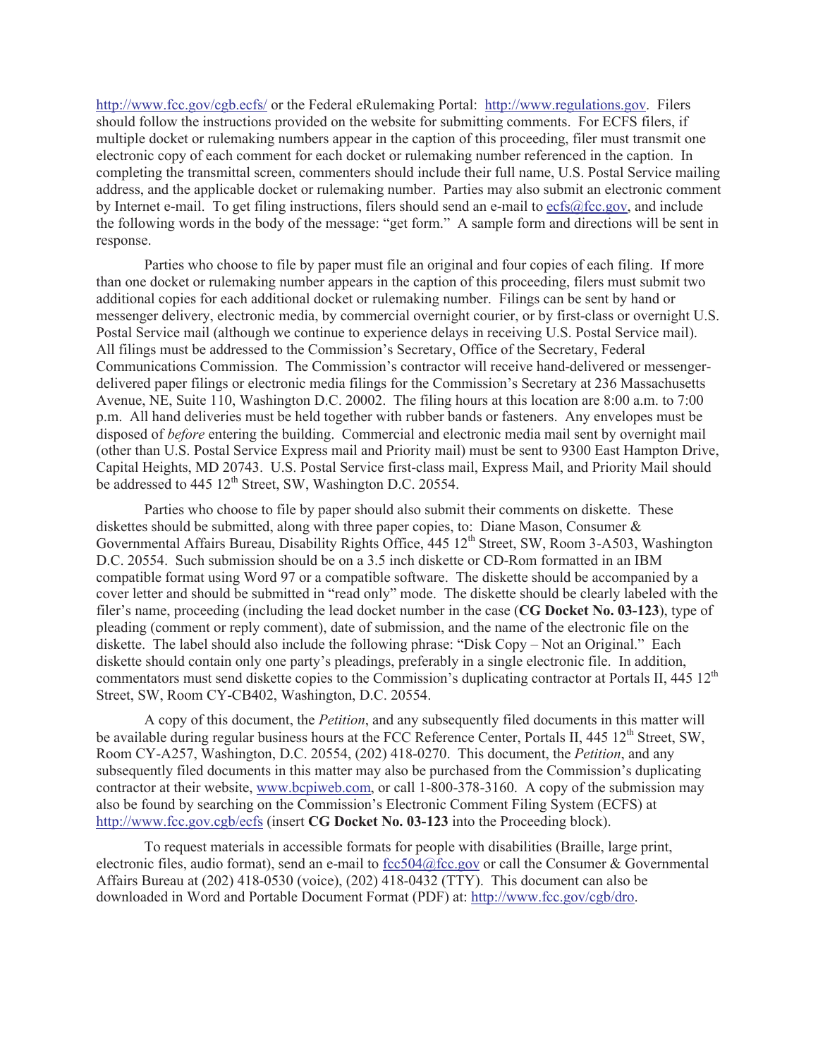http://www.fcc.gov/cgb.ecfs/ or the Federal eRulemaking Portal: http://www.regulations.gov. Filers should follow the instructions provided on the website for submitting comments. For ECFS filers, if multiple docket or rulemaking numbers appear in the caption of this proceeding, filer must transmit one electronic copy of each comment for each docket or rulemaking number referenced in the caption. In completing the transmittal screen, commenters should include their full name, U.S. Postal Service mailing address, and the applicable docket or rulemaking number. Parties may also submit an electronic comment by Internet e-mail. To get filing instructions, filers should send an e-mail to ecfs@fcc.gov, and include the following words in the body of the message: "get form." A sample form and directions will be sent in response.

Parties who choose to file by paper must file an original and four copies of each filing. If more than one docket or rulemaking number appears in the caption of this proceeding, filers must submit two additional copies for each additional docket or rulemaking number. Filings can be sent by hand or messenger delivery, electronic media, by commercial overnight courier, or by first-class or overnight U.S. Postal Service mail (although we continue to experience delays in receiving U.S. Postal Service mail). All filings must be addressed to the Commission's Secretary, Office of the Secretary, Federal Communications Commission. The Commission's contractor will receive hand-delivered or messenger-delivered paper filings or electronic media filings for the Commission's Secretary at 236 Massachusetts Avenue, NE, Suite 110, Washington D.C. 20002. The filing hours at this location are 8:00 a.m. to 7:00 p.m. All hand deliveries must be held together with rubber bands or fasteners. Any envelopes must be disposed of *before* entering the building. Commercial and electronic media mail sent by overnight mail (other than U.S. Postal Service Express mail and Priority mail) must be sent to 9300 East Hampton Drive, Capital Heights, MD 20743. U.S. Postal Service first-class mail, Express Mail, and Priority Mail should be addressed to 445 12th Street, SW, Washington D.C. 20554.

Parties who choose to file by paper should also submit their comments on diskette. These diskettes should be submitted, along with three paper copies, to: Diane Mason, Consumer & Governmental Affairs Bureau, Disability Rights Office, 445 12th Street, SW, Room 3-A503, Washington D.C. 20554. Such submission should be on a 3.5 inch diskette or CD-Rom formatted in an IBM compatible format using Word 97 or a compatible software. The diskette should be accompanied by a cover letter and should be submitted in "read only" mode. The diskette should be clearly labeled with the filer's name, proceeding (including the lead docket number in the case (**CG Docket No. 03-123**), type of pleading (comment or reply comment), date of submission, and the name of the electronic file on the diskette. The label should also include the following phrase: "Disk Copy – Not an Original." Each diskette should contain only one party's pleadings, preferably in a single electronic file. In addition, commentators must send diskette copies to the Commission's duplicating contractor at Portals II, 445 12th Street, SW, Room CY-CB402, Washington, D.C. 20554.

A copy of this document, the *Petition*, and any subsequently filed documents in this matter will be available during regular business hours at the FCC Reference Center, Portals II, 445 12th Street, SW, Room CY-A257, Washington, D.C. 20554, (202) 418-0270. This document, the *Petition*, and any subsequently filed documents in this matter may also be purchased from the Commission's duplicating contractor at their website, www.bcpiweb.com, or call 1-800-378-3160. A copy of the submission may also be found by searching on the Commission's Electronic Comment Filing System (ECFS) at http://www.fcc.gov.cgb/ecfs (insert **CG Docket No. 03-123** into the Proceeding block).

To request materials in accessible formats for people with disabilities (Braille, large print, electronic files, audio format), send an e-mail to fcc504@fcc.gov or call the Consumer & Governmental Affairs Bureau at (202) 418-0530 (voice), (202) 418-0432 (TTY). This document can also be downloaded in Word and Portable Document Format (PDF) at: http://www.fcc.gov/cgb/dro.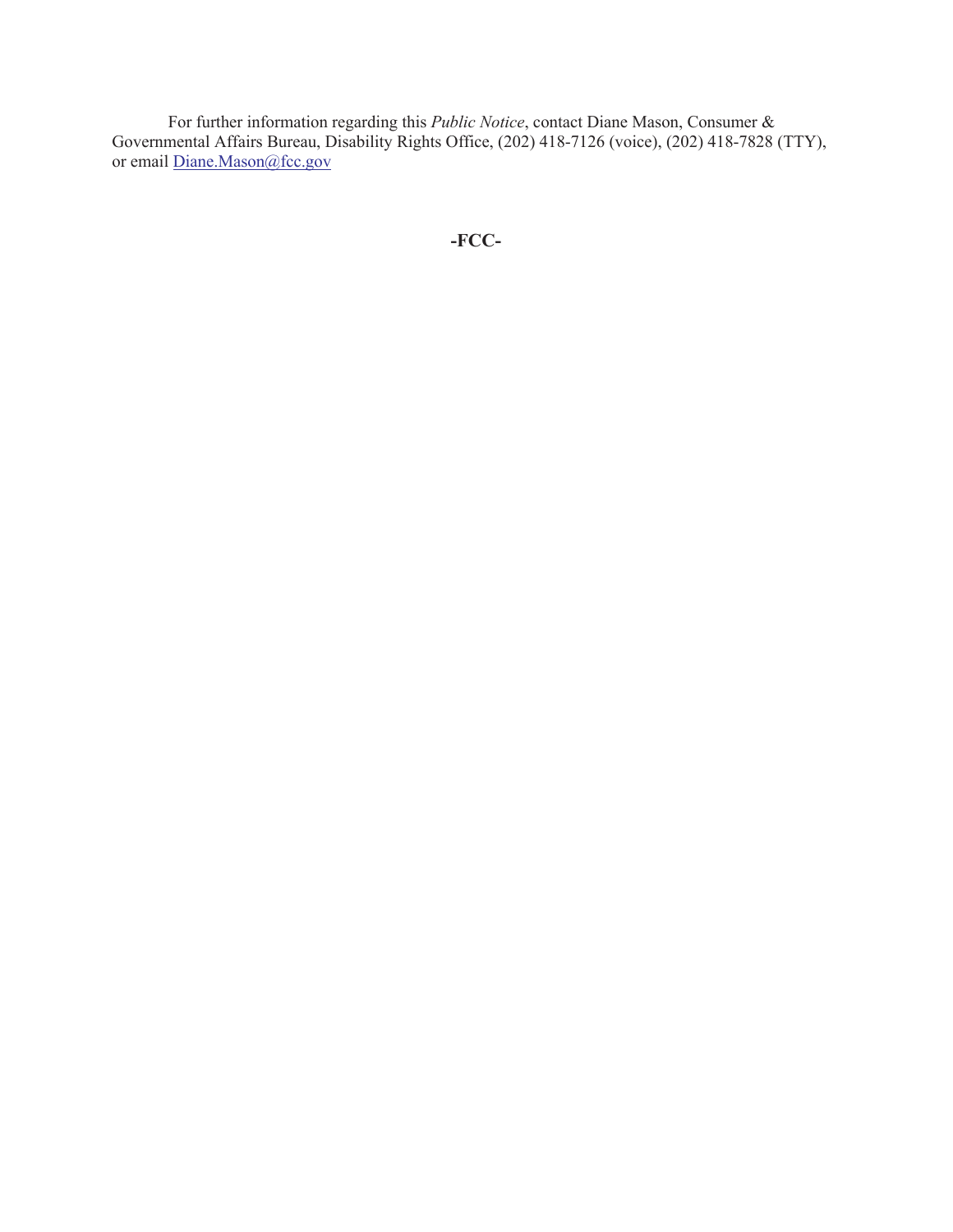For further information regarding this *Public Notice*, contact Diane Mason, Consumer & Governmental Affairs Bureau, Disability Rights Office, (202) 418-7126 (voice), (202) 418-7828 (TTY), or email Diane.Mason@fcc.gov

**-FCC-**